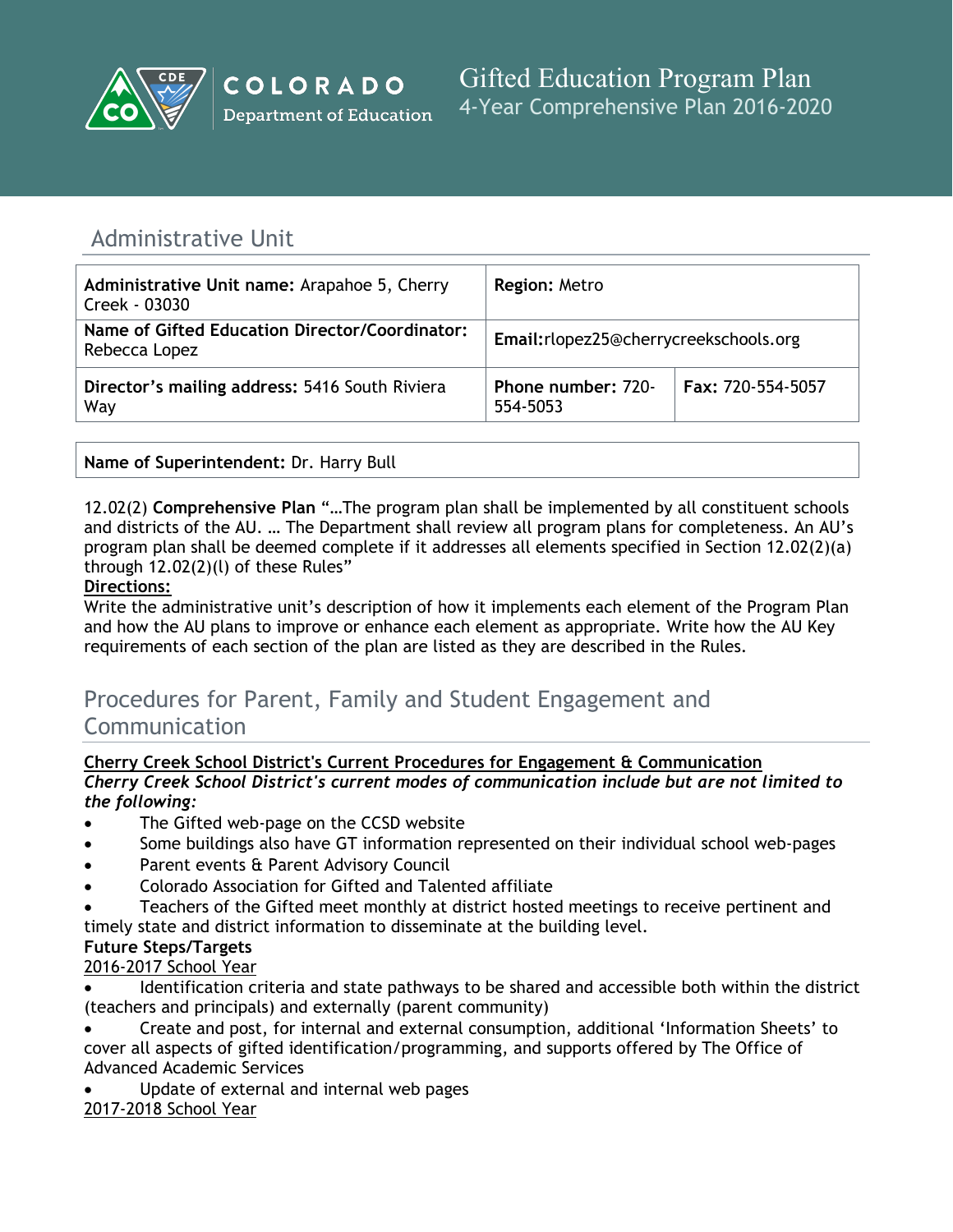# Gifted Education Program Plan

4-Year Comprehensive Plan 2016-2020

## Administrative Unit

| **Administrative Unit name:** Arapahoe 5, Cherry Creek - 03030 | **Region:** Metro | |
|---|---|---|
| **Name of Gifted Education Director/Coordinator:** Rebecca Lopez | **Email:**rlopez25@cherrycreekschools.org | |
| **Director's mailing address:** 5416 South Riviera Way | **Phone number:** 720-554-5053 | **Fax:** 720-554-5057 |

| **Name of Superintendent:** Dr. Harry Bull |
|---|

12.02(2) **Comprehensive Plan** "…The program plan shall be implemented by all constituent schools and districts of the AU. … The Department shall review all program plans for completeness. An AU's program plan shall be deemed complete if it addresses all elements specified in Section 12.02(2)(a) through 12.02(2)(l) of these Rules"

**Directions:**

Write the administrative unit's description of how it implements each element of the Program Plan and how the AU plans to improve or enhance each element as appropriate. Write how the AU Key requirements of each section of the plan are listed as they are described in the Rules.

## Procedures for Parent, Family and Student Engagement and Communication

**Cherry Creek School District's Current Procedures for Engagement & Communication**

***Cherry Creek School District's current modes of communication include but are not limited to the following:***

- The Gifted web-page on the CCSD website
- Some buildings also have GT information represented on their individual school web-pages
- Parent events & Parent Advisory Council
- Colorado Association for Gifted and Talented affiliate
- Teachers of the Gifted meet monthly at district hosted meetings to receive pertinent and timely state and district information to disseminate at the building level.

**Future Steps/Targets**

2016-2017 School Year

- Identification criteria and state pathways to be shared and accessible both within the district (teachers and principals) and externally (parent community)
- Create and post, for internal and external consumption, additional 'Information Sheets' to cover all aspects of gifted identification/programming, and supports offered by The Office of Advanced Academic Services
- Update of external and internal web pages

2017-2018 School Year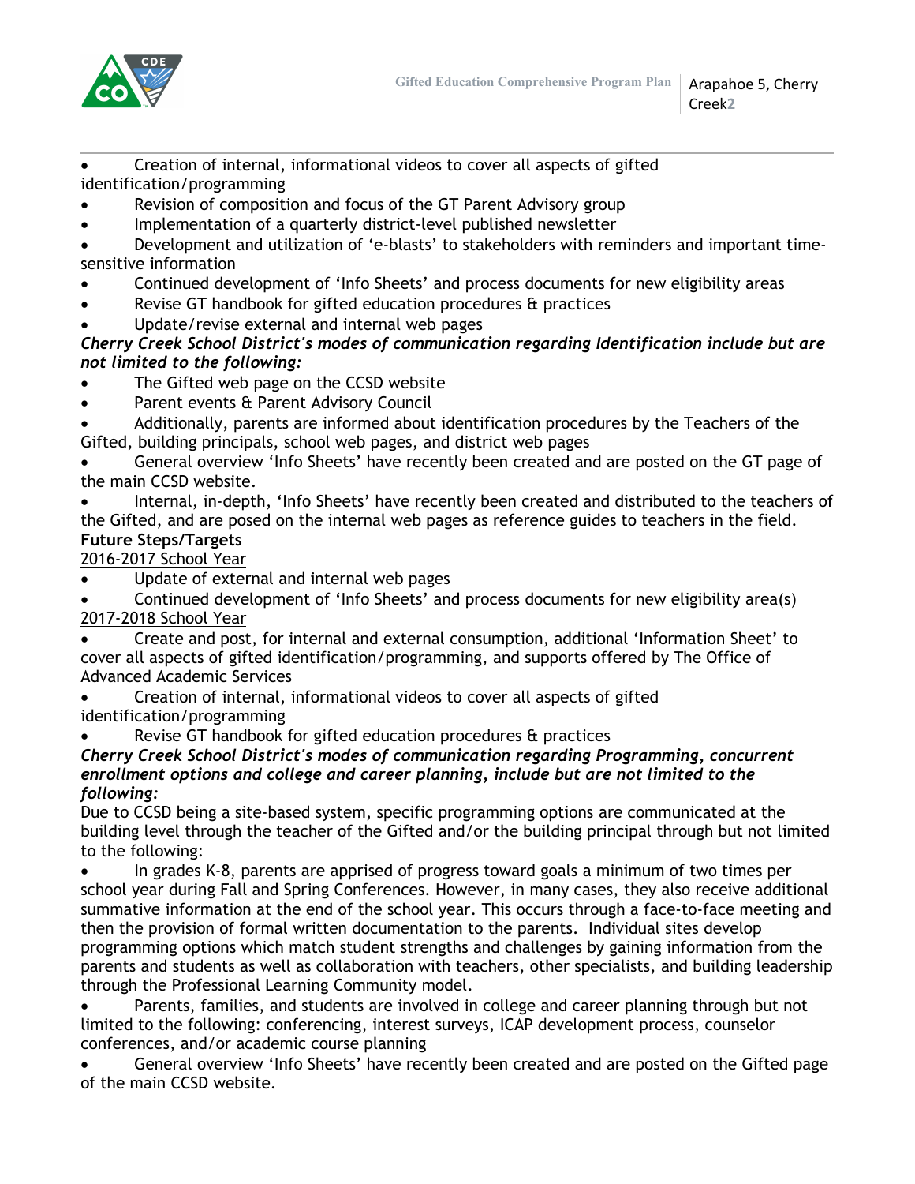- Creation of internal, informational videos to cover all aspects of gifted identification/programming
- Revision of composition and focus of the GT Parent Advisory group
- Implementation of a quarterly district-level published newsletter
- Development and utilization of 'e-blasts' to stakeholders with reminders and important time-sensitive information
- Continued development of 'Info Sheets' and process documents for new eligibility areas
- Revise GT handbook for gifted education procedures & practices
- Update/revise external and internal web pages

***Cherry Creek School District's modes of communication regarding Identification include but are not limited to the following:***

- The Gifted web page on the CCSD website
- Parent events & Parent Advisory Council
- Additionally, parents are informed about identification procedures by the Teachers of the Gifted, building principals, school web pages, and district web pages
- General overview 'Info Sheets' have recently been created and are posted on the GT page of the main CCSD website.
- Internal, in-depth, 'Info Sheets' have recently been created and distributed to the teachers of the Gifted, and are posed on the internal web pages as reference guides to teachers in the field.

**Future Steps/Targets**

<u>2016-2017 School Year</u>

- Update of external and internal web pages
- Continued development of 'Info Sheets' and process documents for new eligibility area(s)

<u>2017-2018 School Year</u>

- Create and post, for internal and external consumption, additional 'Information Sheet' to cover all aspects of gifted identification/programming, and supports offered by The Office of Advanced Academic Services
- Creation of internal, informational videos to cover all aspects of gifted identification/programming
- Revise GT handbook for gifted education procedures & practices

***Cherry Creek School District's modes of communication regarding Programming, concurrent enrollment options and college and career planning, include but are not limited to the following:***

Due to CCSD being a site-based system, specific programming options are communicated at the building level through the teacher of the Gifted and/or the building principal through but not limited to the following:

- In grades K-8, parents are apprised of progress toward goals a minimum of two times per school year during Fall and Spring Conferences. However, in many cases, they also receive additional summative information at the end of the school year. This occurs through a face-to-face meeting and then the provision of formal written documentation to the parents. Individual sites develop programming options which match student strengths and challenges by gaining information from the parents and students as well as collaboration with teachers, other specialists, and building leadership through the Professional Learning Community model.
- Parents, families, and students are involved in college and career planning through but not limited to the following: conferencing, interest surveys, ICAP development process, counselor conferences, and/or academic course planning
- General overview 'Info Sheets' have recently been created and are posted on the Gifted page of the main CCSD website.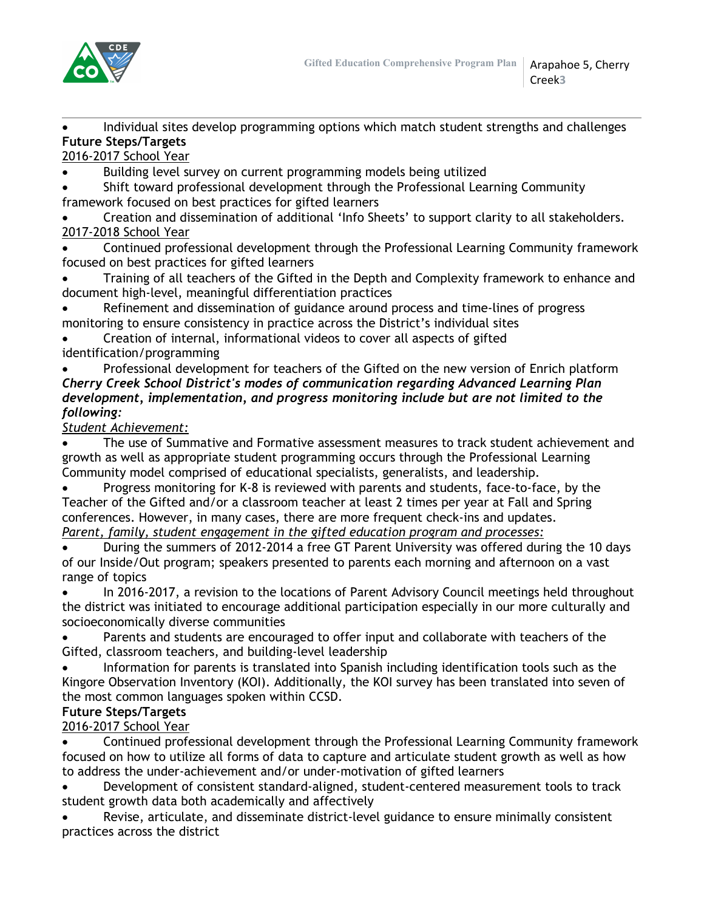- Individual sites develop programming options which match student strengths and challenges

**Future Steps/Targets**

2016-2017 School Year

- Building level survey on current programming models being utilized
- Shift toward professional development through the Professional Learning Community framework focused on best practices for gifted learners
- Creation and dissemination of additional 'Info Sheets' to support clarity to all stakeholders.

2017-2018 School Year

- Continued professional development through the Professional Learning Community framework focused on best practices for gifted learners
- Training of all teachers of the Gifted in the Depth and Complexity framework to enhance and document high-level, meaningful differentiation practices
- Refinement and dissemination of guidance around process and time-lines of progress monitoring to ensure consistency in practice across the District's individual sites
- Creation of internal, informational videos to cover all aspects of gifted identification/programming
- Professional development for teachers of the Gifted on the new version of Enrich platform

***Cherry Creek School District's modes of communication regarding Advanced Learning Plan development, implementation, and progress monitoring include but are not limited to the following:***

*Student Achievement:*

- The use of Summative and Formative assessment measures to track student achievement and growth as well as appropriate student programming occurs through the Professional Learning Community model comprised of educational specialists, generalists, and leadership.
- Progress monitoring for K-8 is reviewed with parents and students, face-to-face, by the Teacher of the Gifted and/or a classroom teacher at least 2 times per year at Fall and Spring conferences. However, in many cases, there are more frequent check-ins and updates.

*Parent, family, student engagement in the gifted education program and processes:*

- During the summers of 2012-2014 a free GT Parent University was offered during the 10 days of our Inside/Out program; speakers presented to parents each morning and afternoon on a vast range of topics
- In 2016-2017, a revision to the locations of Parent Advisory Council meetings held throughout the district was initiated to encourage additional participation especially in our more culturally and socioeconomically diverse communities
- Parents and students are encouraged to offer input and collaborate with teachers of the Gifted, classroom teachers, and building-level leadership
- Information for parents is translated into Spanish including identification tools such as the Kingore Observation Inventory (KOI). Additionally, the KOI survey has been translated into seven of the most common languages spoken within CCSD.

**Future Steps/Targets**

2016-2017 School Year

- Continued professional development through the Professional Learning Community framework focused on how to utilize all forms of data to capture and articulate student growth as well as how to address the under-achievement and/or under-motivation of gifted learners
- Development of consistent standard-aligned, student-centered measurement tools to track student growth data both academically and affectively
- Revise, articulate, and disseminate district-level guidance to ensure minimally consistent practices across the district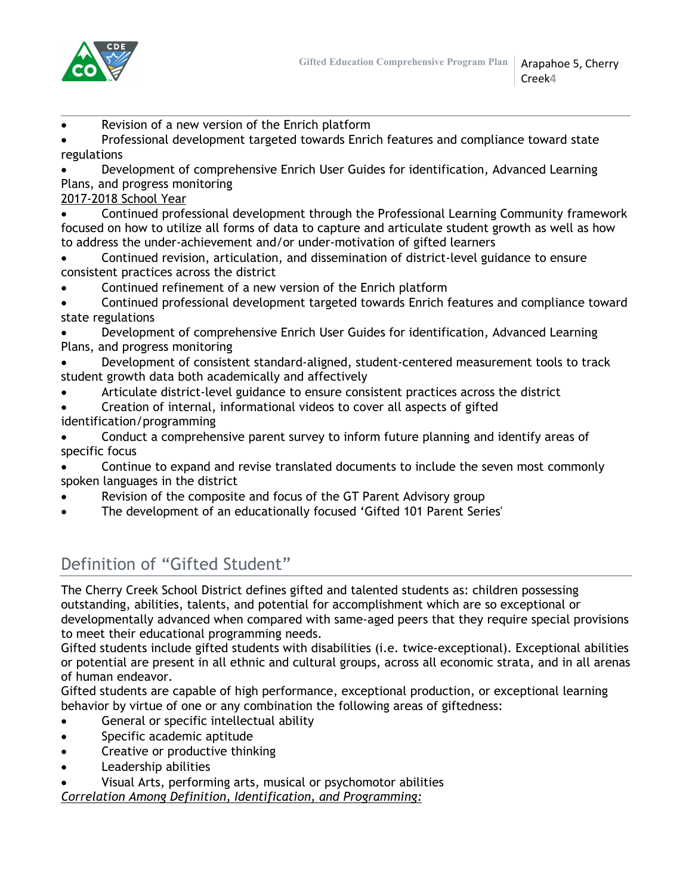- Revision of a new version of the Enrich platform
- Professional development targeted towards Enrich features and compliance toward state regulations
- Development of comprehensive Enrich User Guides for identification, Advanced Learning Plans, and progress monitoring

2017-2018 School Year

- Continued professional development through the Professional Learning Community framework focused on how to utilize all forms of data to capture and articulate student growth as well as how to address the under-achievement and/or under-motivation of gifted learners
- Continued revision, articulation, and dissemination of district-level guidance to ensure consistent practices across the district
- Continued refinement of a new version of the Enrich platform
- Continued professional development targeted towards Enrich features and compliance toward state regulations
- Development of comprehensive Enrich User Guides for identification, Advanced Learning Plans, and progress monitoring
- Development of consistent standard-aligned, student-centered measurement tools to track student growth data both academically and affectively
- Articulate district-level guidance to ensure consistent practices across the district
- Creation of internal, informational videos to cover all aspects of gifted identification/programming
- Conduct a comprehensive parent survey to inform future planning and identify areas of specific focus
- Continue to expand and revise translated documents to include the seven most commonly spoken languages in the district
- Revision of the composite and focus of the GT Parent Advisory group
- The development of an educationally focused 'Gifted 101 Parent Series'

## Definition of "Gifted Student"

The Cherry Creek School District defines gifted and talented students as: children possessing outstanding, abilities, talents, and potential for accomplishment which are so exceptional or developmentally advanced when compared with same-aged peers that they require special provisions to meet their educational programming needs.

Gifted students include gifted students with disabilities (i.e. twice-exceptional). Exceptional abilities or potential are present in all ethnic and cultural groups, across all economic strata, and in all arenas of human endeavor.

Gifted students are capable of high performance, exceptional production, or exceptional learning behavior by virtue of one or any combination the following areas of giftedness:

- General or specific intellectual ability
- Specific academic aptitude
- Creative or productive thinking
- Leadership abilities
- Visual Arts, performing arts, musical or psychomotor abilities

*Correlation Among Definition, Identification, and Programming:*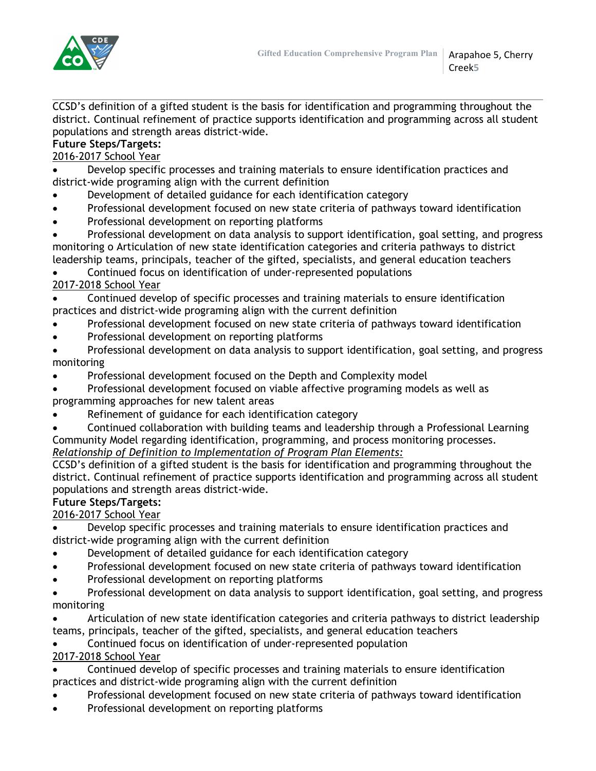CCSD's definition of a gifted student is the basis for identification and programming throughout the district. Continual refinement of practice supports identification and programming across all student populations and strength areas district-wide.

**Future Steps/Targets:**

2016-2017 School Year

- Develop specific processes and training materials to ensure identification practices and district-wide programing align with the current definition
- Development of detailed guidance for each identification category
- Professional development focused on new state criteria of pathways toward identification
- Professional development on reporting platforms
- Professional development on data analysis to support identification, goal setting, and progress monitoring o Articulation of new state identification categories and criteria pathways to district leadership teams, principals, teacher of the gifted, specialists, and general education teachers
- Continued focus on identification of under-represented populations

2017-2018 School Year

- Continued develop of specific processes and training materials to ensure identification practices and district-wide programing align with the current definition
- Professional development focused on new state criteria of pathways toward identification
- Professional development on reporting platforms
- Professional development on data analysis to support identification, goal setting, and progress monitoring
- Professional development focused on the Depth and Complexity model
- Professional development focused on viable affective programing models as well as programming approaches for new talent areas
- Refinement of guidance for each identification category
- Continued collaboration with building teams and leadership through a Professional Learning Community Model regarding identification, programming, and process monitoring processes.

*Relationship of Definition to Implementation of Program Plan Elements:*

CCSD's definition of a gifted student is the basis for identification and programming throughout the district. Continual refinement of practice supports identification and programming across all student populations and strength areas district-wide.

**Future Steps/Targets:**

2016-2017 School Year

- Develop specific processes and training materials to ensure identification practices and district-wide programing align with the current definition
- Development of detailed guidance for each identification category
- Professional development focused on new state criteria of pathways toward identification
- Professional development on reporting platforms
- Professional development on data analysis to support identification, goal setting, and progress monitoring
- Articulation of new state identification categories and criteria pathways to district leadership teams, principals, teacher of the gifted, specialists, and general education teachers
- Continued focus on identification of under-represented population

2017-2018 School Year

- Continued develop of specific processes and training materials to ensure identification practices and district-wide programing align with the current definition
- Professional development focused on new state criteria of pathways toward identification
- Professional development on reporting platforms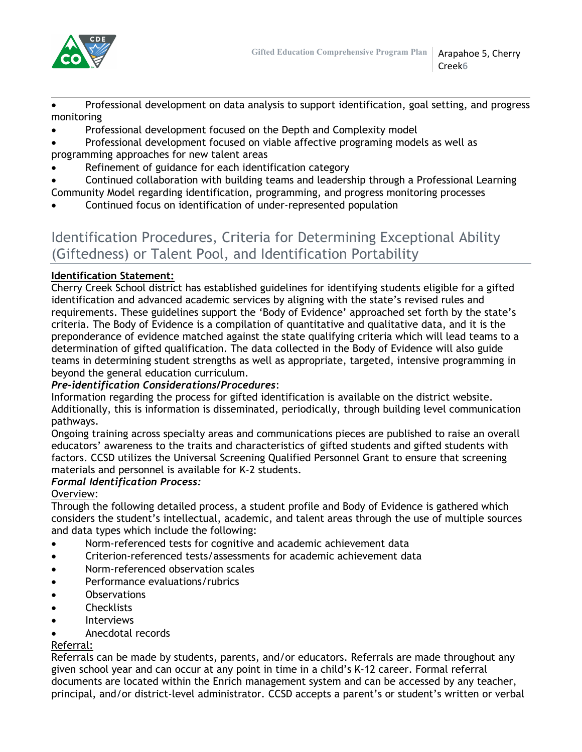- Professional development on data analysis to support identification, goal setting, and progress monitoring
- Professional development focused on the Depth and Complexity model
- Professional development focused on viable affective programing models as well as programming approaches for new talent areas
- Refinement of guidance for each identification category
- Continued collaboration with building teams and leadership through a Professional Learning Community Model regarding identification, programming, and progress monitoring processes
- Continued focus on identification of under-represented population

## Identification Procedures, Criteria for Determining Exceptional Ability (Giftedness) or Talent Pool, and Identification Portability

**Identification Statement:**

Cherry Creek School district has established guidelines for identifying students eligible for a gifted identification and advanced academic services by aligning with the state's revised rules and requirements. These guidelines support the 'Body of Evidence' approached set forth by the state's criteria. The Body of Evidence is a compilation of quantitative and qualitative data, and it is the preponderance of evidence matched against the state qualifying criteria which will lead teams to a determination of gifted qualification. The data collected in the Body of Evidence will also guide teams in determining student strengths as well as appropriate, targeted, intensive programming in beyond the general education curriculum.

***Pre-identification Considerations/Procedures***:

Information regarding the process for gifted identification is available on the district website. Additionally, this is information is disseminated, periodically, through building level communication pathways.

Ongoing training across specialty areas and communications pieces are published to raise an overall educators' awareness to the traits and characteristics of gifted students and gifted students with factors. CCSD utilizes the Universal Screening Qualified Personnel Grant to ensure that screening materials and personnel is available for K-2 students.

***Formal Identification Process:***

Overview:

Through the following detailed process, a student profile and Body of Evidence is gathered which considers the student's intellectual, academic, and talent areas through the use of multiple sources and data types which include the following:

- Norm-referenced tests for cognitive and academic achievement data
- Criterion-referenced tests/assessments for academic achievement data
- Norm-referenced observation scales
- Performance evaluations/rubrics
- Observations
- Checklists
- Interviews
- Anecdotal records

Referral:

Referrals can be made by students, parents, and/or educators. Referrals are made throughout any given school year and can occur at any point in time in a child's K-12 career. Formal referral documents are located within the Enrich management system and can be accessed by any teacher, principal, and/or district-level administrator. CCSD accepts a parent's or student's written or verbal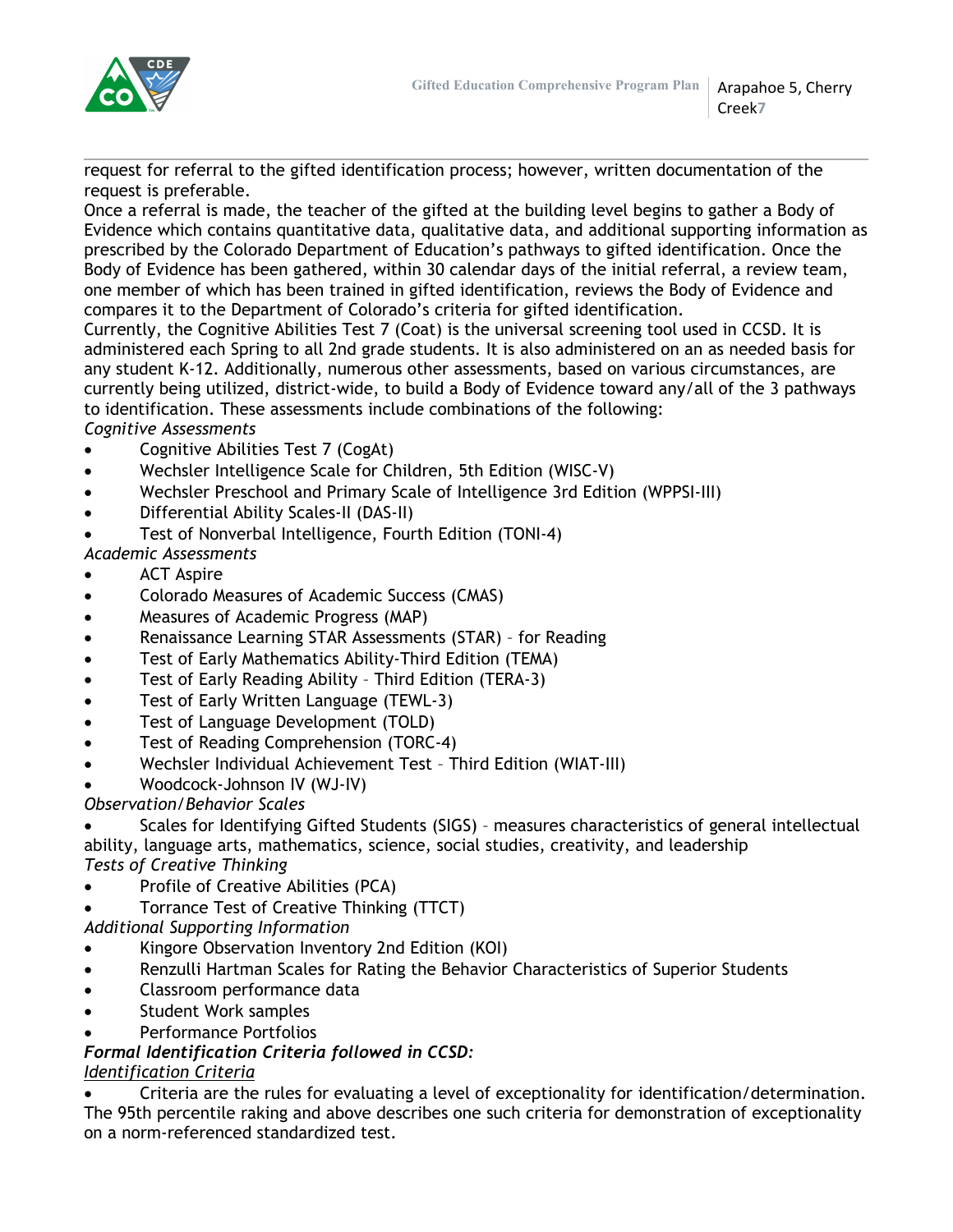request for referral to the gifted identification process; however, written documentation of the request is preferable.

Once a referral is made, the teacher of the gifted at the building level begins to gather a Body of Evidence which contains quantitative data, qualitative data, and additional supporting information as prescribed by the Colorado Department of Education's pathways to gifted identification. Once the Body of Evidence has been gathered, within 30 calendar days of the initial referral, a review team, one member of which has been trained in gifted identification, reviews the Body of Evidence and compares it to the Department of Colorado's criteria for gifted identification.

Currently, the Cognitive Abilities Test 7 (Coat) is the universal screening tool used in CCSD. It is administered each Spring to all 2nd grade students. It is also administered on an as needed basis for any student K-12. Additionally, numerous other assessments, based on various circumstances, are currently being utilized, district-wide, to build a Body of Evidence toward any/all of the 3 pathways to identification. These assessments include combinations of the following:

*Cognitive Assessments*

- Cognitive Abilities Test 7 (CogAt)
- Wechsler Intelligence Scale for Children, 5th Edition (WISC-V)
- Wechsler Preschool and Primary Scale of Intelligence 3rd Edition (WPPSI-III)
- Differential Ability Scales-II (DAS-II)
- Test of Nonverbal Intelligence, Fourth Edition (TONI-4)

*Academic Assessments*

- ACT Aspire
- Colorado Measures of Academic Success (CMAS)
- Measures of Academic Progress (MAP)
- Renaissance Learning STAR Assessments (STAR) – for Reading
- Test of Early Mathematics Ability-Third Edition (TEMA)
- Test of Early Reading Ability – Third Edition (TERA-3)
- Test of Early Written Language (TEWL-3)
- Test of Language Development (TOLD)
- Test of Reading Comprehension (TORC-4)
- Wechsler Individual Achievement Test – Third Edition (WIAT-III)
- Woodcock-Johnson IV (WJ-IV)

*Observation/Behavior Scales*

- Scales for Identifying Gifted Students (SIGS) – measures characteristics of general intellectual ability, language arts, mathematics, science, social studies, creativity, and leadership

*Tests of Creative Thinking*

- Profile of Creative Abilities (PCA)
- Torrance Test of Creative Thinking (TTCT)

*Additional Supporting Information*

- Kingore Observation Inventory 2nd Edition (KOI)
- Renzulli Hartman Scales for Rating the Behavior Characteristics of Superior Students
- Classroom performance data
- Student Work samples
- Performance Portfolios

***Formal Identification Criteria followed in CCSD:***

<u>*Identification Criteria*</u>

- Criteria are the rules for evaluating a level of exceptionality for identification/determination. The 95th percentile raking and above describes one such criteria for demonstration of exceptionality on a norm-referenced standardized test.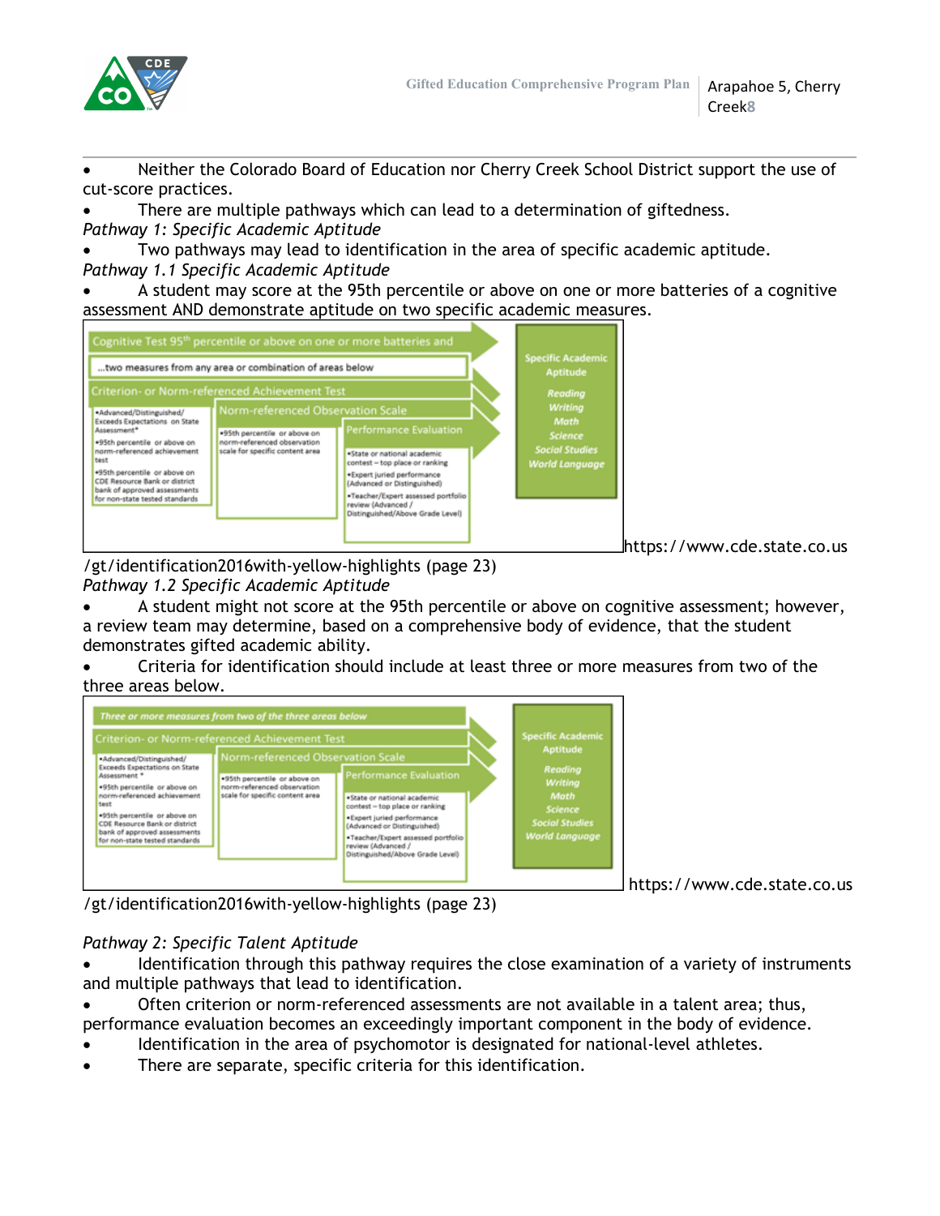- Neither the Colorado Board of Education nor Cherry Creek School District support the use of cut-score practices.
- There are multiple pathways which can lead to a determination of giftedness.

*Pathway 1: Specific Academic Aptitude*

- Two pathways may lead to identification in the area of specific academic aptitude.

*Pathway 1.1 Specific Academic Aptitude*

- A student may score at the 95th percentile or above on one or more batteries of a cognitive assessment AND demonstrate aptitude on two specific academic measures.

Cognitive Test 95th percentile or above on one or more batteries and

…two measures from any area or combination of areas below

| Criterion- or Norm-referenced Achievement Test | Norm-referenced Observation Scale | Performance Evaluation |
|---|---|---|
| •Advanced/Distinguished/ Exceeds Expectations on State Assessment* •95th percentile or above on norm-referenced achievement test •95th percentile or above on CDE Resource Bank or district bank of approved assessments for non-state tested standards | •95th percentile or above on norm-referenced observation scale for specific content area | •State or national academic contest – top place or ranking •Expert juried performance (Advanced or Distinguished) •Teacher/Expert assessed portfolio review (Advanced / Distinguished/Above Grade Level) |

→ Specific Academic Aptitude: *Reading*, *Writing*, *Math*, *Science*, *Social Studies*, *World Language*

https://www.cde.state.co.us/gt/identification2016with-yellow-highlights (page 23)

*Pathway 1.2 Specific Academic Aptitude*

- A student might not score at the 95th percentile or above on cognitive assessment; however, a review team may determine, based on a comprehensive body of evidence, that the student demonstrates gifted academic ability.
- Criteria for identification should include at least three or more measures from two of the three areas below.

*Three or more measures from two of the three areas below*

| Criterion- or Norm-referenced Achievement Test | Norm-referenced Observation Scale | Performance Evaluation |
|---|---|---|
| •Advanced/Distinguished/ Exceeds Expectations on State Assessment * •95th percentile or above on norm-referenced achievement test •95th percentile or above on CDE Resource Bank or district bank of approved assessments for non-state tested standards | •95th percentile or above on norm-referenced observation scale for specific content area | •State or national academic contest – top place or ranking •Expert juried performance (Advanced or Distinguished) •Teacher/Expert assessed portfolio review (Advanced / Distinguished/Above Grade Level) |

→ Specific Academic Aptitude: *Reading*, *Writing*, *Math*, *Science*, *Social Studies*, *World Language*

https://www.cde.state.co.us/gt/identification2016with-yellow-highlights (page 23)

*Pathway 2: Specific Talent Aptitude*

- Identification through this pathway requires the close examination of a variety of instruments and multiple pathways that lead to identification.
- Often criterion or norm-referenced assessments are not available in a talent area; thus, performance evaluation becomes an exceedingly important component in the body of evidence.
- Identification in the area of psychomotor is designated for national-level athletes.
- There are separate, specific criteria for this identification.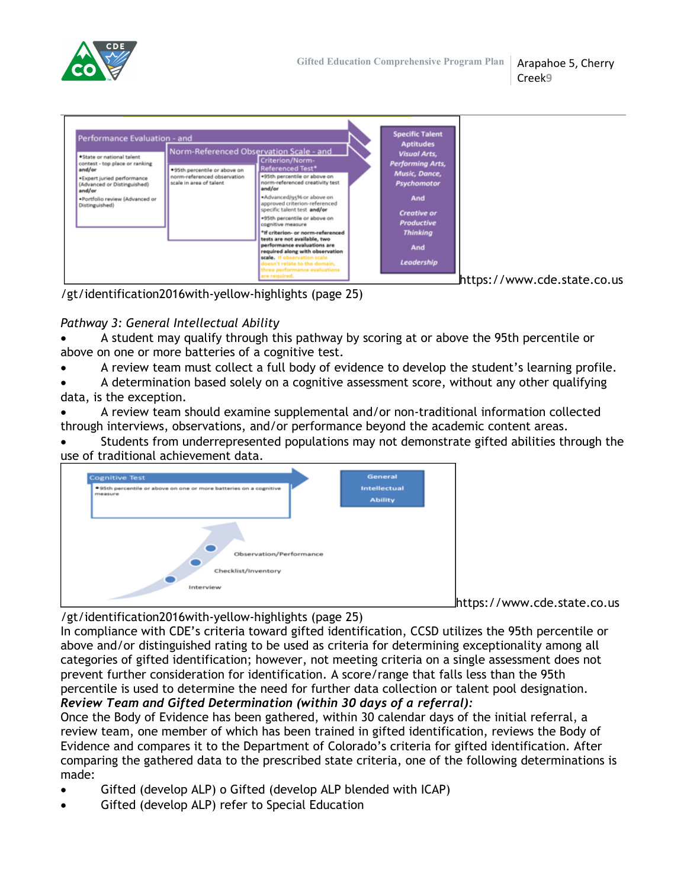Performance Evaluation - and

- State or national talent contest - top place or ranking **and/or**
- Expert juried performance (Advanced or Distinguished) **and/or**
- Portfolio review (Advanced or Distinguished)

Norm-Referenced Observation Scale - and

- 95th percentile or above on norm-referenced observation scale in area of talent

Criterion/Norm-Referenced Test*

- 95th percentile or above on norm-referenced creativity test **and/or**
- Advanced/95% or above on approved criterion-referenced specific talent test **and/or**
- 95th percentile or above on cognitive measure

***If criterion- or norm-referenced tests are not available, two performance evaluations are required along with observation scale.** If observation scale doesn't relate to the domain, three performance evaluations are required.

Specific Talent Aptitudes

*Visual Arts, Performing Arts, Music, Dance, Psychomotor*

And

*Creative or Productive Thinking*

And

*Leadership*

https://www.cde.state.co.us/gt/identification2016with-yellow-highlights (page 25)

*Pathway 3: General Intellectual Ability*

- A student may qualify through this pathway by scoring at or above the 95th percentile or above on one or more batteries of a cognitive test.
- A review team must collect a full body of evidence to develop the student's learning profile.
- A determination based solely on a cognitive assessment score, without any other qualifying data, is the exception.
- A review team should examine supplemental and/or non-traditional information collected through interviews, observations, and/or performance beyond the academic content areas.
- Students from underrepresented populations may not demonstrate gifted abilities through the use of traditional achievement data.

Cognitive Test

- 95th percentile or above on one or more batteries on a cognitive measure

General Intellectual Ability

Observation/Performance

Checklist/Inventory

Interview

https://www.cde.state.co.us/gt/identification2016with-yellow-highlights (page 25)

In compliance with CDE's criteria toward gifted identification, CCSD utilizes the 95th percentile or above and/or distinguished rating to be used as criteria for determining exceptionality among all categories of gifted identification; however, not meeting criteria on a single assessment does not prevent further consideration for identification. A score/range that falls less than the 95th percentile is used to determine the need for further data collection or talent pool designation.

***Review Team and Gifted Determination (within 30 days of a referral):***

Once the Body of Evidence has been gathered, within 30 calendar days of the initial referral, a review team, one member of which has been trained in gifted identification, reviews the Body of Evidence and compares it to the Department of Colorado's criteria for gifted identification. After comparing the gathered data to the prescribed state criteria, one of the following determinations is made:

- Gifted (develop ALP) o Gifted (develop ALP blended with ICAP)
- Gifted (develop ALP) refer to Special Education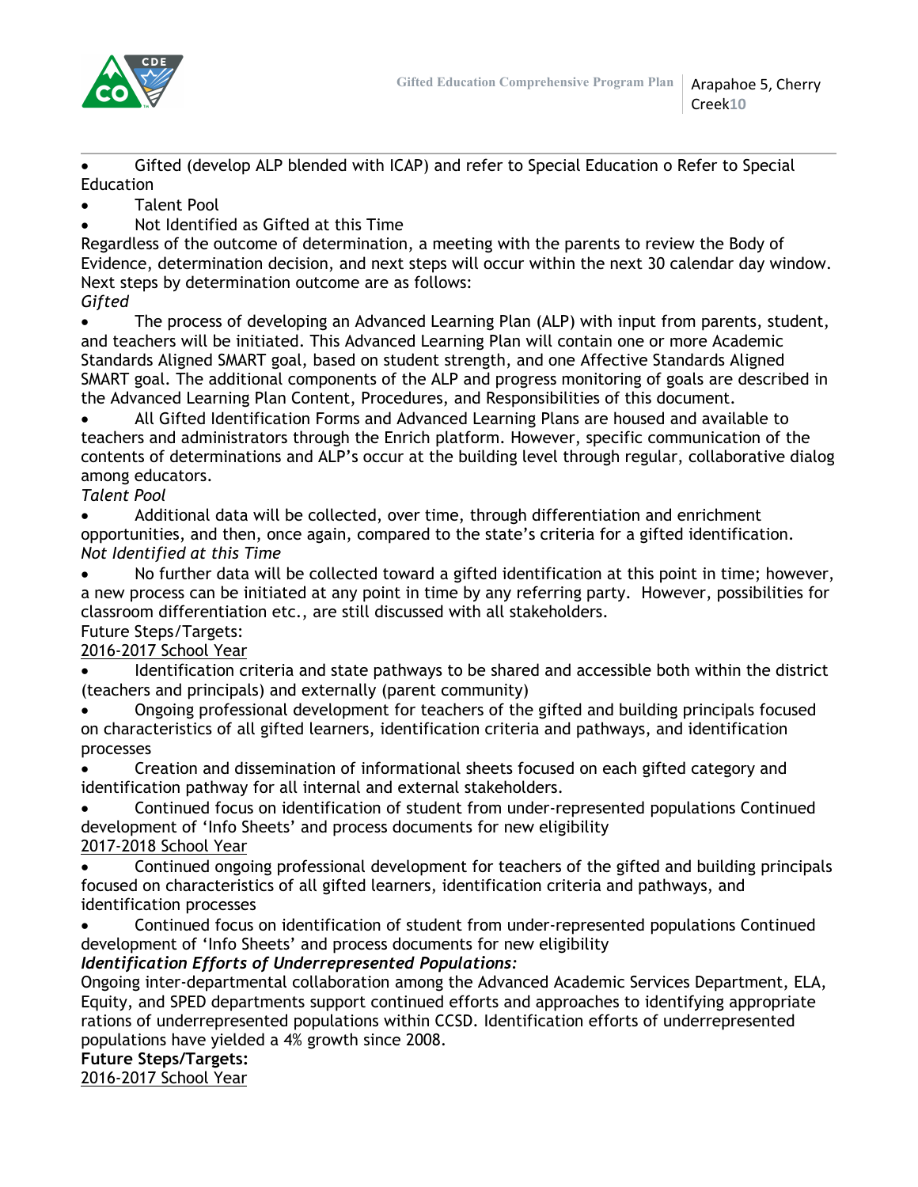- Gifted (develop ALP blended with ICAP) and refer to Special Education o Refer to Special Education
- Talent Pool
- Not Identified as Gifted at this Time

Regardless of the outcome of determination, a meeting with the parents to review the Body of Evidence, determination decision, and next steps will occur within the next 30 calendar day window. Next steps by determination outcome are as follows:

*Gifted*

- The process of developing an Advanced Learning Plan (ALP) with input from parents, student, and teachers will be initiated. This Advanced Learning Plan will contain one or more Academic Standards Aligned SMART goal, based on student strength, and one Affective Standards Aligned SMART goal. The additional components of the ALP and progress monitoring of goals are described in the Advanced Learning Plan Content, Procedures, and Responsibilities of this document.
- All Gifted Identification Forms and Advanced Learning Plans are housed and available to teachers and administrators through the Enrich platform. However, specific communication of the contents of determinations and ALP's occur at the building level through regular, collaborative dialog among educators.

*Talent Pool*

- Additional data will be collected, over time, through differentiation and enrichment opportunities, and then, once again, compared to the state's criteria for a gifted identification.

*Not Identified at this Time*

- No further data will be collected toward a gifted identification at this point in time; however, a new process can be initiated at any point in time by any referring party. However, possibilities for classroom differentiation etc., are still discussed with all stakeholders.

Future Steps/Targets:

<u>2016-2017 School Year</u>

- Identification criteria and state pathways to be shared and accessible both within the district (teachers and principals) and externally (parent community)
- Ongoing professional development for teachers of the gifted and building principals focused on characteristics of all gifted learners, identification criteria and pathways, and identification processes
- Creation and dissemination of informational sheets focused on each gifted category and identification pathway for all internal and external stakeholders.
- Continued focus on identification of student from under-represented populations Continued development of 'Info Sheets' and process documents for new eligibility

<u>2017-2018 School Year</u>

- Continued ongoing professional development for teachers of the gifted and building principals focused on characteristics of all gifted learners, identification criteria and pathways, and identification processes
- Continued focus on identification of student from under-represented populations Continued development of 'Info Sheets' and process documents for new eligibility

***Identification Efforts of Underrepresented Populations:***

Ongoing inter-departmental collaboration among the Advanced Academic Services Department, ELA, Equity, and SPED departments support continued efforts and approaches to identifying appropriate rations of underrepresented populations within CCSD. Identification efforts of underrepresented populations have yielded a 4% growth since 2008.

**Future Steps/Targets:**

<u>2016-2017 School Year</u>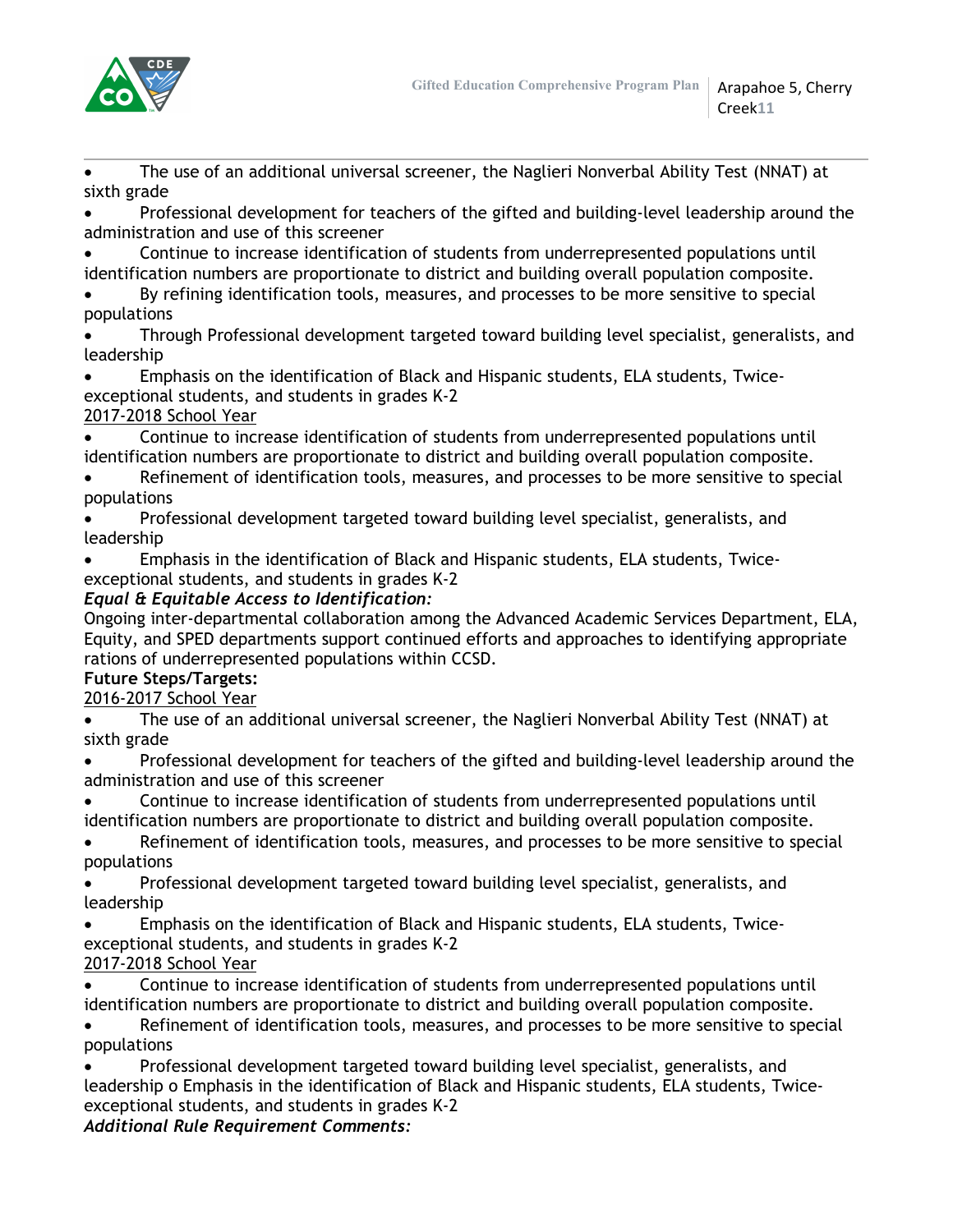- The use of an additional universal screener, the Naglieri Nonverbal Ability Test (NNAT) at sixth grade
- Professional development for teachers of the gifted and building-level leadership around the administration and use of this screener
- Continue to increase identification of students from underrepresented populations until identification numbers are proportionate to district and building overall population composite.
- By refining identification tools, measures, and processes to be more sensitive to special populations
- Through Professional development targeted toward building level specialist, generalists, and leadership
- Emphasis on the identification of Black and Hispanic students, ELA students, Twice-exceptional students, and students in grades K-2

2017-2018 School Year

- Continue to increase identification of students from underrepresented populations until identification numbers are proportionate to district and building overall population composite.
- Refinement of identification tools, measures, and processes to be more sensitive to special populations
- Professional development targeted toward building level specialist, generalists, and leadership
- Emphasis in the identification of Black and Hispanic students, ELA students, Twice-exceptional students, and students in grades K-2

***Equal & Equitable Access to Identification:***

Ongoing inter-departmental collaboration among the Advanced Academic Services Department, ELA, Equity, and SPED departments support continued efforts and approaches to identifying appropriate rations of underrepresented populations within CCSD.

**Future Steps/Targets:**

2016-2017 School Year

- The use of an additional universal screener, the Naglieri Nonverbal Ability Test (NNAT) at sixth grade
- Professional development for teachers of the gifted and building-level leadership around the administration and use of this screener
- Continue to increase identification of students from underrepresented populations until identification numbers are proportionate to district and building overall population composite.
- Refinement of identification tools, measures, and processes to be more sensitive to special populations
- Professional development targeted toward building level specialist, generalists, and leadership
- Emphasis on the identification of Black and Hispanic students, ELA students, Twice-exceptional students, and students in grades K-2

2017-2018 School Year

- Continue to increase identification of students from underrepresented populations until identification numbers are proportionate to district and building overall population composite.
- Refinement of identification tools, measures, and processes to be more sensitive to special populations
- Professional development targeted toward building level specialist, generalists, and leadership o Emphasis in the identification of Black and Hispanic students, ELA students, Twice-exceptional students, and students in grades K-2

***Additional Rule Requirement Comments:***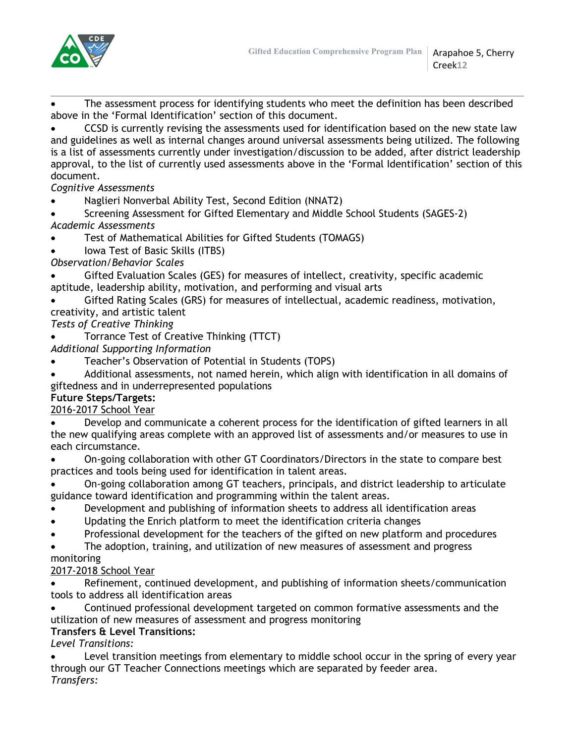- The assessment process for identifying students who meet the definition has been described above in the 'Formal Identification' section of this document.
- CCSD is currently revising the assessments used for identification based on the new state law and guidelines as well as internal changes around universal assessments being utilized. The following is a list of assessments currently under investigation/discussion to be added, after district leadership approval, to the list of currently used assessments above in the 'Formal Identification' section of this document.

*Cognitive Assessments*

- Naglieri Nonverbal Ability Test, Second Edition (NNAT2)
- Screening Assessment for Gifted Elementary and Middle School Students (SAGES-2)

*Academic Assessments*

- Test of Mathematical Abilities for Gifted Students (TOMAGS)
- Iowa Test of Basic Skills (ITBS)

*Observation/Behavior Scales*

- Gifted Evaluation Scales (GES) for measures of intellect, creativity, specific academic aptitude, leadership ability, motivation, and performing and visual arts
- Gifted Rating Scales (GRS) for measures of intellectual, academic readiness, motivation, creativity, and artistic talent

*Tests of Creative Thinking*

- Torrance Test of Creative Thinking (TTCT)

*Additional Supporting Information*

- Teacher's Observation of Potential in Students (TOPS)
- Additional assessments, not named herein, which align with identification in all domains of giftedness and in underrepresented populations

**Future Steps/Targets:**

2016-2017 School Year

- Develop and communicate a coherent process for the identification of gifted learners in all the new qualifying areas complete with an approved list of assessments and/or measures to use in each circumstance.
- On-going collaboration with other GT Coordinators/Directors in the state to compare best practices and tools being used for identification in talent areas.
- On-going collaboration among GT teachers, principals, and district leadership to articulate guidance toward identification and programming within the talent areas.
- Development and publishing of information sheets to address all identification areas
- Updating the Enrich platform to meet the identification criteria changes
- Professional development for the teachers of the gifted on new platform and procedures
- The adoption, training, and utilization of new measures of assessment and progress monitoring

2017-2018 School Year

- Refinement, continued development, and publishing of information sheets/communication tools to address all identification areas
- Continued professional development targeted on common formative assessments and the utilization of new measures of assessment and progress monitoring

**Transfers & Level Transitions:**

*Level Transitions:*

- Level transition meetings from elementary to middle school occur in the spring of every year through our GT Teacher Connections meetings which are separated by feeder area.

*Transfers:*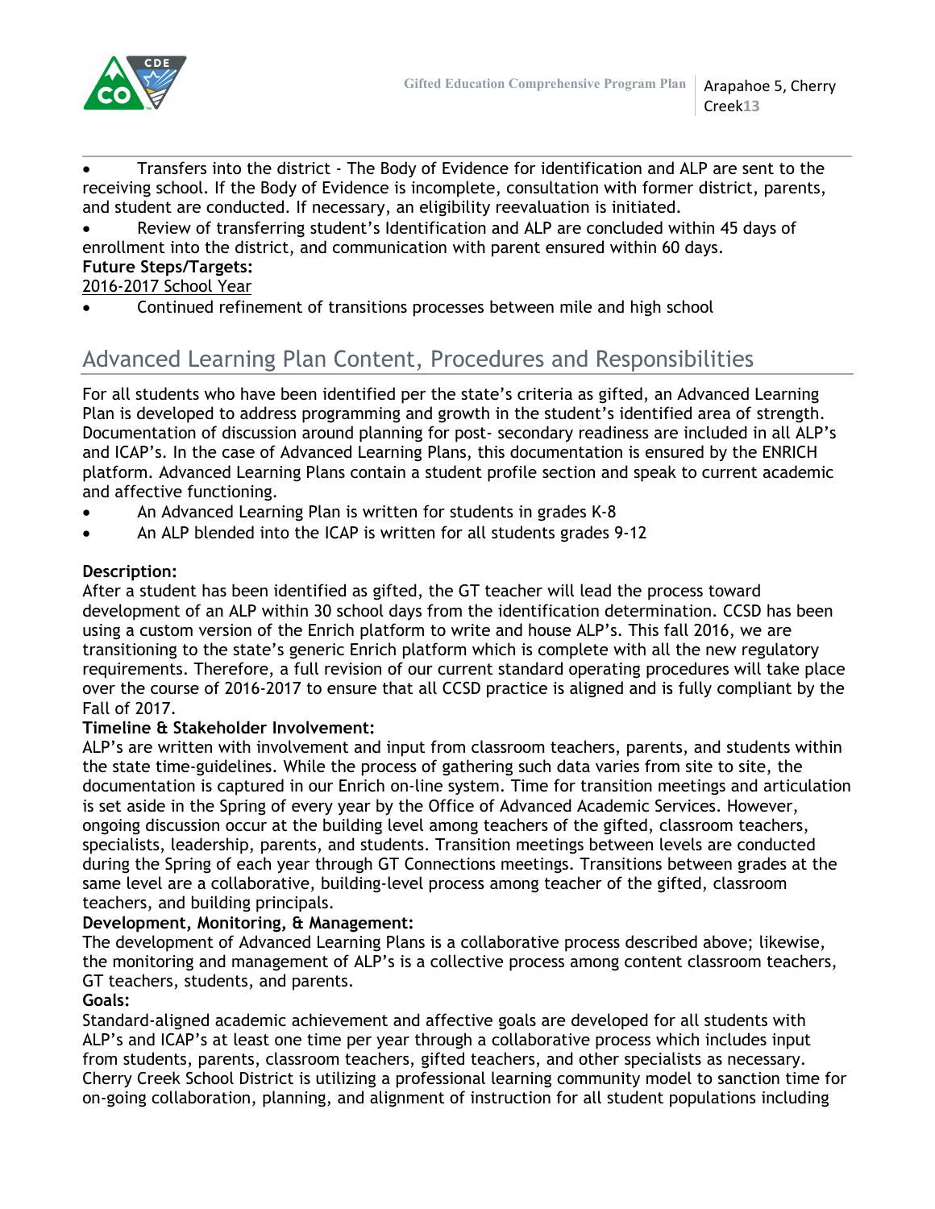- Transfers into the district - The Body of Evidence for identification and ALP are sent to the receiving school. If the Body of Evidence is incomplete, consultation with former district, parents, and student are conducted. If necessary, an eligibility reevaluation is initiated.
- Review of transferring student's Identification and ALP are concluded within 45 days of enrollment into the district, and communication with parent ensured within 60 days.

**Future Steps/Targets:**

2016-2017 School Year

- Continued refinement of transitions processes between mile and high school

## Advanced Learning Plan Content, Procedures and Responsibilities

For all students who have been identified per the state's criteria as gifted, an Advanced Learning Plan is developed to address programming and growth in the student's identified area of strength. Documentation of discussion around planning for post- secondary readiness are included in all ALP's and ICAP's. In the case of Advanced Learning Plans, this documentation is ensured by the ENRICH platform. Advanced Learning Plans contain a student profile section and speak to current academic and affective functioning.

- An Advanced Learning Plan is written for students in grades K-8
- An ALP blended into the ICAP is written for all students grades 9-12

**Description:**

After a student has been identified as gifted, the GT teacher will lead the process toward development of an ALP within 30 school days from the identification determination. CCSD has been using a custom version of the Enrich platform to write and house ALP's. This fall 2016, we are transitioning to the state's generic Enrich platform which is complete with all the new regulatory requirements. Therefore, a full revision of our current standard operating procedures will take place over the course of 2016-2017 to ensure that all CCSD practice is aligned and is fully compliant by the Fall of 2017.

**Timeline & Stakeholder Involvement:**

ALP's are written with involvement and input from classroom teachers, parents, and students within the state time-guidelines. While the process of gathering such data varies from site to site, the documentation is captured in our Enrich on-line system. Time for transition meetings and articulation is set aside in the Spring of every year by the Office of Advanced Academic Services. However, ongoing discussion occur at the building level among teachers of the gifted, classroom teachers, specialists, leadership, parents, and students. Transition meetings between levels are conducted during the Spring of each year through GT Connections meetings. Transitions between grades at the same level are a collaborative, building-level process among teacher of the gifted, classroom teachers, and building principals.

**Development, Monitoring, & Management:**

The development of Advanced Learning Plans is a collaborative process described above; likewise, the monitoring and management of ALP's is a collective process among content classroom teachers, GT teachers, students, and parents.

**Goals:**

Standard-aligned academic achievement and affective goals are developed for all students with ALP's and ICAP's at least one time per year through a collaborative process which includes input from students, parents, classroom teachers, gifted teachers, and other specialists as necessary. Cherry Creek School District is utilizing a professional learning community model to sanction time for on-going collaboration, planning, and alignment of instruction for all student populations including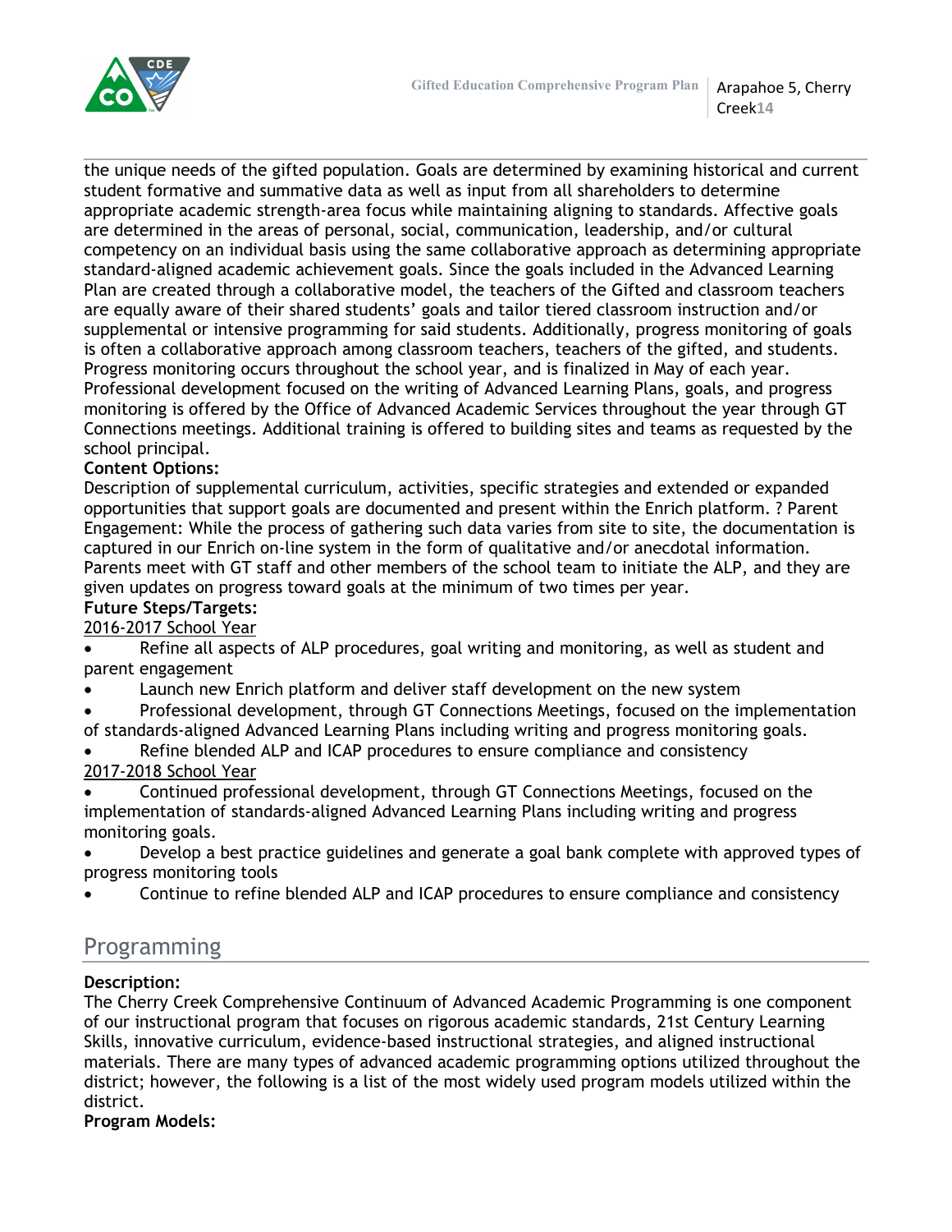the unique needs of the gifted population. Goals are determined by examining historical and current student formative and summative data as well as input from all shareholders to determine appropriate academic strength-area focus while maintaining aligning to standards. Affective goals are determined in the areas of personal, social, communication, leadership, and/or cultural competency on an individual basis using the same collaborative approach as determining appropriate standard-aligned academic achievement goals. Since the goals included in the Advanced Learning Plan are created through a collaborative model, the teachers of the Gifted and classroom teachers are equally aware of their shared students' goals and tailor tiered classroom instruction and/or supplemental or intensive programming for said students. Additionally, progress monitoring of goals is often a collaborative approach among classroom teachers, teachers of the gifted, and students. Progress monitoring occurs throughout the school year, and is finalized in May of each year. Professional development focused on the writing of Advanced Learning Plans, goals, and progress monitoring is offered by the Office of Advanced Academic Services throughout the year through GT Connections meetings. Additional training is offered to building sites and teams as requested by the school principal.

**Content Options:**

Description of supplemental curriculum, activities, specific strategies and extended or expanded opportunities that support goals are documented and present within the Enrich platform. ? Parent Engagement: While the process of gathering such data varies from site to site, the documentation is captured in our Enrich on-line system in the form of qualitative and/or anecdotal information. Parents meet with GT staff and other members of the school team to initiate the ALP, and they are given updates on progress toward goals at the minimum of two times per year.

**Future Steps/Targets:**

2016-2017 School Year

- Refine all aspects of ALP procedures, goal writing and monitoring, as well as student and parent engagement
- Launch new Enrich platform and deliver staff development on the new system
- Professional development, through GT Connections Meetings, focused on the implementation of standards-aligned Advanced Learning Plans including writing and progress monitoring goals.
- Refine blended ALP and ICAP procedures to ensure compliance and consistency

2017-2018 School Year

- Continued professional development, through GT Connections Meetings, focused on the implementation of standards-aligned Advanced Learning Plans including writing and progress monitoring goals.
- Develop a best practice guidelines and generate a goal bank complete with approved types of progress monitoring tools
- Continue to refine blended ALP and ICAP procedures to ensure compliance and consistency

## Programming

**Description:**

The Cherry Creek Comprehensive Continuum of Advanced Academic Programming is one component of our instructional program that focuses on rigorous academic standards, 21st Century Learning Skills, innovative curriculum, evidence-based instructional strategies, and aligned instructional materials. There are many types of advanced academic programming options utilized throughout the district; however, the following is a list of the most widely used program models utilized within the district.

**Program Models:**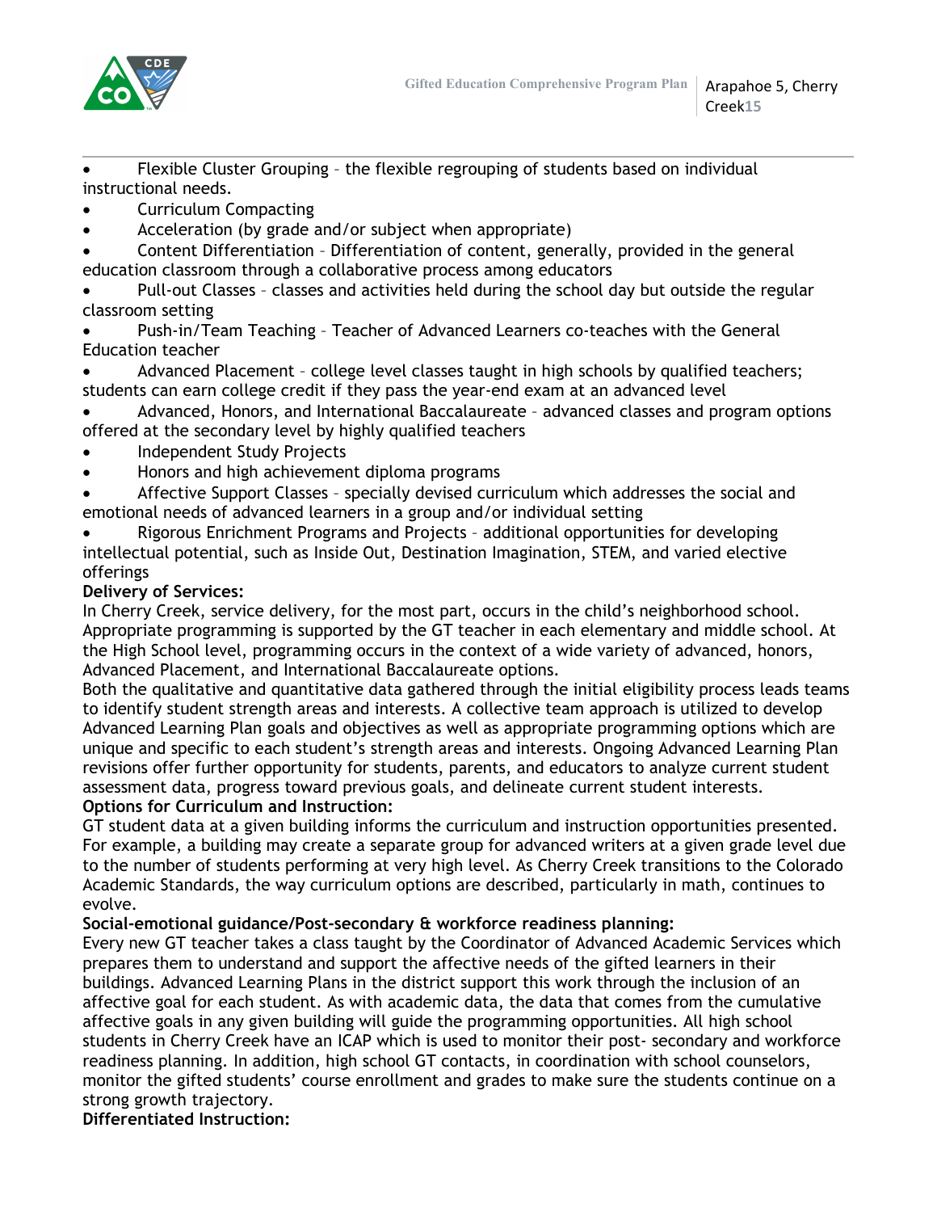- Flexible Cluster Grouping – the flexible regrouping of students based on individual instructional needs.
- Curriculum Compacting
- Acceleration (by grade and/or subject when appropriate)
- Content Differentiation – Differentiation of content, generally, provided in the general education classroom through a collaborative process among educators
- Pull-out Classes – classes and activities held during the school day but outside the regular classroom setting
- Push-in/Team Teaching – Teacher of Advanced Learners co-teaches with the General Education teacher
- Advanced Placement – college level classes taught in high schools by qualified teachers; students can earn college credit if they pass the year-end exam at an advanced level
- Advanced, Honors, and International Baccalaureate – advanced classes and program options offered at the secondary level by highly qualified teachers
- Independent Study Projects
- Honors and high achievement diploma programs
- Affective Support Classes – specially devised curriculum which addresses the social and emotional needs of advanced learners in a group and/or individual setting
- Rigorous Enrichment Programs and Projects – additional opportunities for developing intellectual potential, such as Inside Out, Destination Imagination, STEM, and varied elective offerings

**Delivery of Services:**

In Cherry Creek, service delivery, for the most part, occurs in the child's neighborhood school. Appropriate programming is supported by the GT teacher in each elementary and middle school. At the High School level, programming occurs in the context of a wide variety of advanced, honors, Advanced Placement, and International Baccalaureate options.

Both the qualitative and quantitative data gathered through the initial eligibility process leads teams to identify student strength areas and interests. A collective team approach is utilized to develop Advanced Learning Plan goals and objectives as well as appropriate programming options which are unique and specific to each student's strength areas and interests. Ongoing Advanced Learning Plan revisions offer further opportunity for students, parents, and educators to analyze current student assessment data, progress toward previous goals, and delineate current student interests.

**Options for Curriculum and Instruction:**

GT student data at a given building informs the curriculum and instruction opportunities presented. For example, a building may create a separate group for advanced writers at a given grade level due to the number of students performing at very high level. As Cherry Creek transitions to the Colorado Academic Standards, the way curriculum options are described, particularly in math, continues to evolve.

**Social-emotional guidance/Post-secondary & workforce readiness planning:**

Every new GT teacher takes a class taught by the Coordinator of Advanced Academic Services which prepares them to understand and support the affective needs of the gifted learners in their buildings. Advanced Learning Plans in the district support this work through the inclusion of an affective goal for each student. As with academic data, the data that comes from the cumulative affective goals in any given building will guide the programming opportunities. All high school students in Cherry Creek have an ICAP which is used to monitor their post- secondary and workforce readiness planning. In addition, high school GT contacts, in coordination with school counselors, monitor the gifted students' course enrollment and grades to make sure the students continue on a strong growth trajectory.

**Differentiated Instruction:**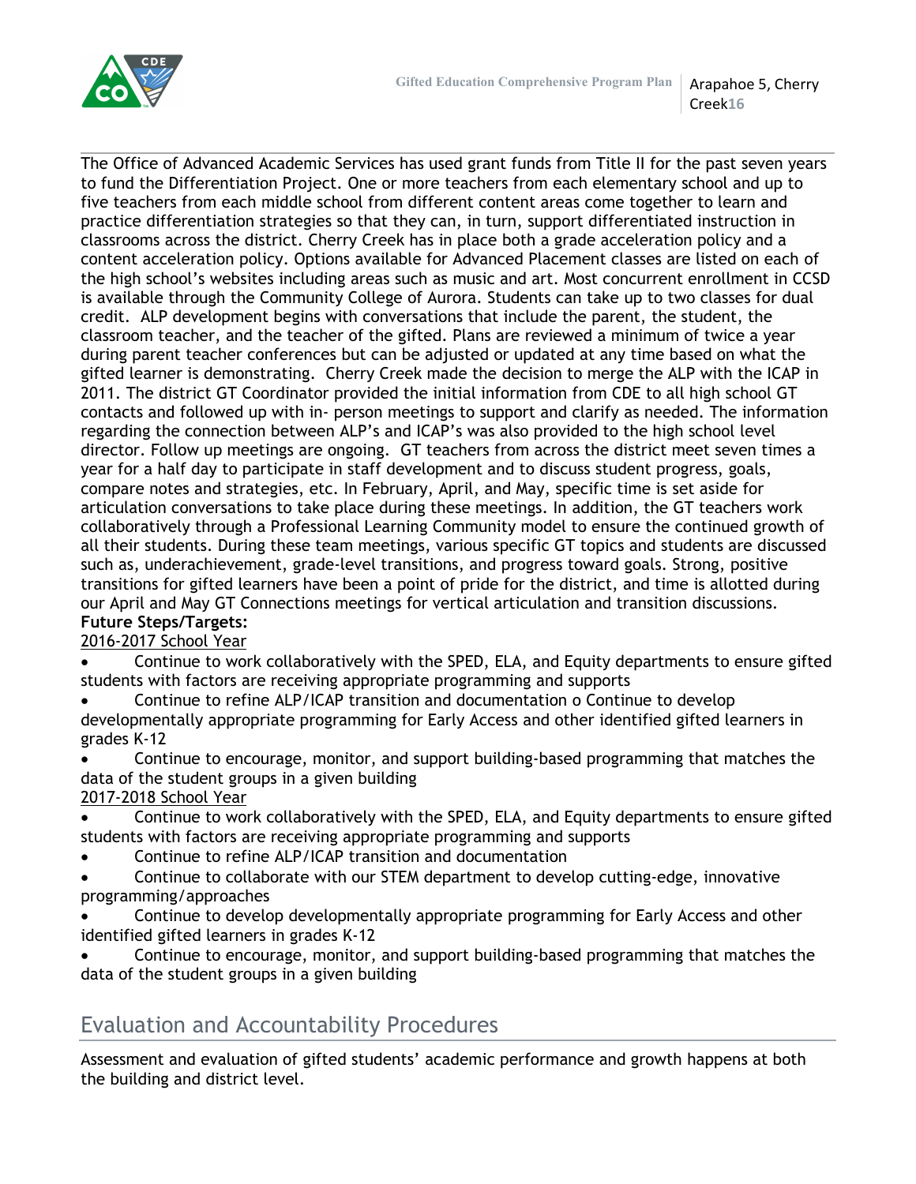The Office of Advanced Academic Services has used grant funds from Title II for the past seven years to fund the Differentiation Project. One or more teachers from each elementary school and up to five teachers from each middle school from different content areas come together to learn and practice differentiation strategies so that they can, in turn, support differentiated instruction in classrooms across the district. Cherry Creek has in place both a grade acceleration policy and a content acceleration policy. Options available for Advanced Placement classes are listed on each of the high school's websites including areas such as music and art. Most concurrent enrollment in CCSD is available through the Community College of Aurora. Students can take up to two classes for dual credit. ALP development begins with conversations that include the parent, the student, the classroom teacher, and the teacher of the gifted. Plans are reviewed a minimum of twice a year during parent teacher conferences but can be adjusted or updated at any time based on what the gifted learner is demonstrating. Cherry Creek made the decision to merge the ALP with the ICAP in 2011. The district GT Coordinator provided the initial information from CDE to all high school GT contacts and followed up with in- person meetings to support and clarify as needed. The information regarding the connection between ALP's and ICAP's was also provided to the high school level director. Follow up meetings are ongoing. GT teachers from across the district meet seven times a year for a half day to participate in staff development and to discuss student progress, goals, compare notes and strategies, etc. In February, April, and May, specific time is set aside for articulation conversations to take place during these meetings. In addition, the GT teachers work collaboratively through a Professional Learning Community model to ensure the continued growth of all their students. During these team meetings, various specific GT topics and students are discussed such as, underachievement, grade-level transitions, and progress toward goals. Strong, positive transitions for gifted learners have been a point of pride for the district, and time is allotted during our April and May GT Connections meetings for vertical articulation and transition discussions.

**Future Steps/Targets:**

2016-2017 School Year

- Continue to work collaboratively with the SPED, ELA, and Equity departments to ensure gifted students with factors are receiving appropriate programming and supports
- Continue to refine ALP/ICAP transition and documentation o Continue to develop developmentally appropriate programming for Early Access and other identified gifted learners in grades K-12
- Continue to encourage, monitor, and support building-based programming that matches the data of the student groups in a given building

2017-2018 School Year

- Continue to work collaboratively with the SPED, ELA, and Equity departments to ensure gifted students with factors are receiving appropriate programming and supports
- Continue to refine ALP/ICAP transition and documentation
- Continue to collaborate with our STEM department to develop cutting-edge, innovative programming/approaches
- Continue to develop developmentally appropriate programming for Early Access and other identified gifted learners in grades K-12
- Continue to encourage, monitor, and support building-based programming that matches the data of the student groups in a given building

## Evaluation and Accountability Procedures

Assessment and evaluation of gifted students' academic performance and growth happens at both the building and district level.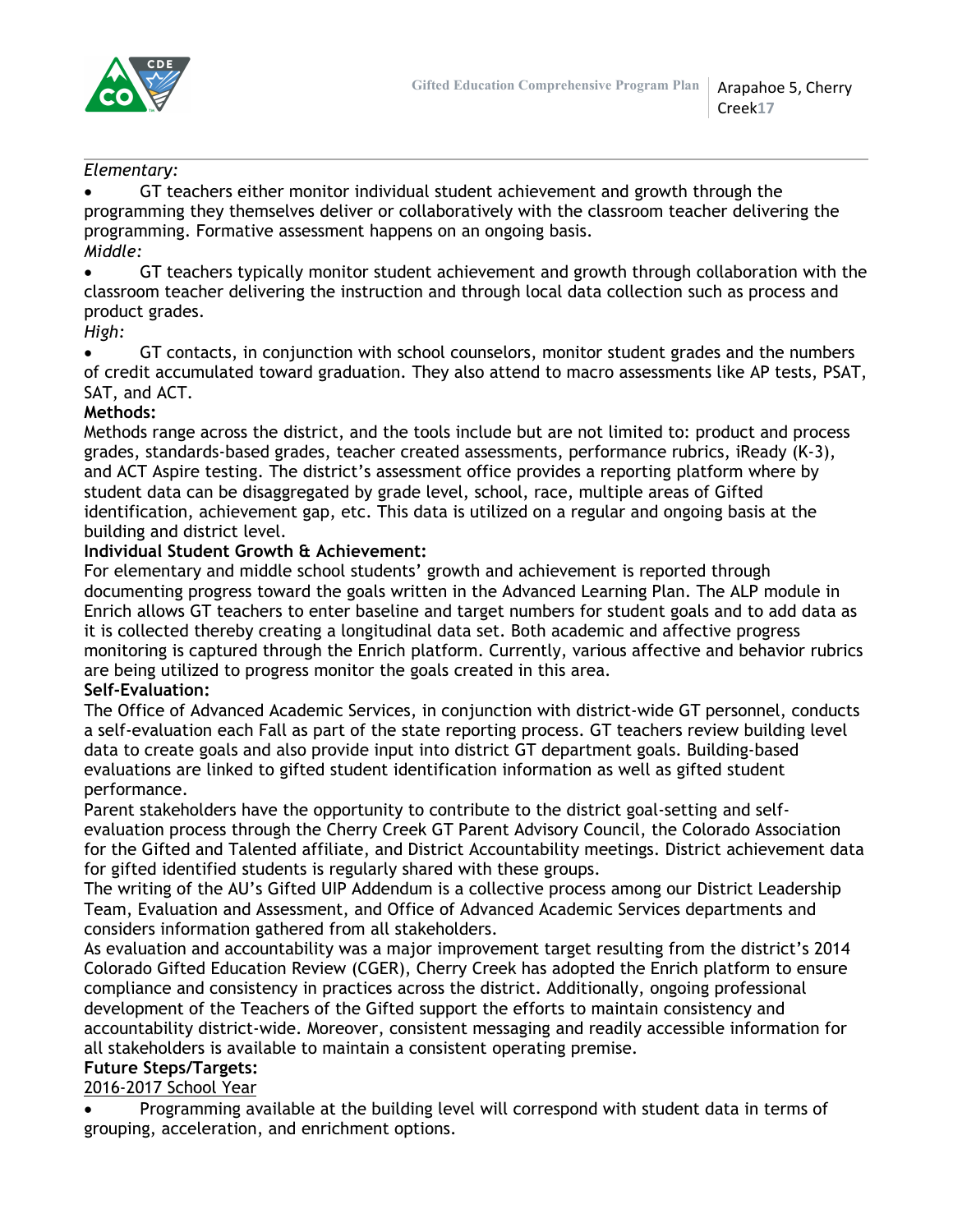*Elementary:*

- GT teachers either monitor individual student achievement and growth through the programming they themselves deliver or collaboratively with the classroom teacher delivering the programming. Formative assessment happens on an ongoing basis.

*Middle:*

- GT teachers typically monitor student achievement and growth through collaboration with the classroom teacher delivering the instruction and through local data collection such as process and product grades.

*High:*

- GT contacts, in conjunction with school counselors, monitor student grades and the numbers of credit accumulated toward graduation. They also attend to macro assessments like AP tests, PSAT, SAT, and ACT.

**Methods:**

Methods range across the district, and the tools include but are not limited to: product and process grades, standards-based grades, teacher created assessments, performance rubrics, iReady (K-3), and ACT Aspire testing. The district's assessment office provides a reporting platform where by student data can be disaggregated by grade level, school, race, multiple areas of Gifted identification, achievement gap, etc. This data is utilized on a regular and ongoing basis at the building and district level.

**Individual Student Growth & Achievement:**

For elementary and middle school students' growth and achievement is reported through documenting progress toward the goals written in the Advanced Learning Plan. The ALP module in Enrich allows GT teachers to enter baseline and target numbers for student goals and to add data as it is collected thereby creating a longitudinal data set. Both academic and affective progress monitoring is captured through the Enrich platform. Currently, various affective and behavior rubrics are being utilized to progress monitor the goals created in this area.

**Self-Evaluation:**

The Office of Advanced Academic Services, in conjunction with district-wide GT personnel, conducts a self-evaluation each Fall as part of the state reporting process. GT teachers review building level data to create goals and also provide input into district GT department goals. Building-based evaluations are linked to gifted student identification information as well as gifted student performance.

Parent stakeholders have the opportunity to contribute to the district goal-setting and self-evaluation process through the Cherry Creek GT Parent Advisory Council, the Colorado Association for the Gifted and Talented affiliate, and District Accountability meetings. District achievement data for gifted identified students is regularly shared with these groups.

The writing of the AU's Gifted UIP Addendum is a collective process among our District Leadership Team, Evaluation and Assessment, and Office of Advanced Academic Services departments and considers information gathered from all stakeholders.

As evaluation and accountability was a major improvement target resulting from the district's 2014 Colorado Gifted Education Review (CGER), Cherry Creek has adopted the Enrich platform to ensure compliance and consistency in practices across the district. Additionally, ongoing professional development of the Teachers of the Gifted support the efforts to maintain consistency and accountability district-wide. Moreover, consistent messaging and readily accessible information for all stakeholders is available to maintain a consistent operating premise.

**Future Steps/Targets:**

<u>2016-2017 School Year</u>

- Programming available at the building level will correspond with student data in terms of grouping, acceleration, and enrichment options.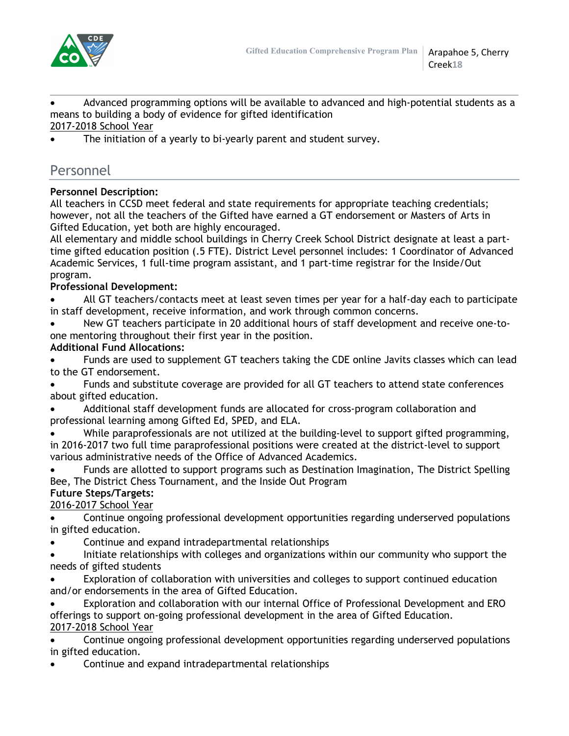- Advanced programming options will be available to advanced and high-potential students as a means to building a body of evidence for gifted identification

2017-2018 School Year

- The initiation of a yearly to bi-yearly parent and student survey.

## Personnel

**Personnel Description:**

All teachers in CCSD meet federal and state requirements for appropriate teaching credentials; however, not all the teachers of the Gifted have earned a GT endorsement or Masters of Arts in Gifted Education, yet both are highly encouraged.

All elementary and middle school buildings in Cherry Creek School District designate at least a part-time gifted education position (.5 FTE). District Level personnel includes: 1 Coordinator of Advanced Academic Services, 1 full-time program assistant, and 1 part-time registrar for the Inside/Out program.

**Professional Development:**

- All GT teachers/contacts meet at least seven times per year for a half-day each to participate in staff development, receive information, and work through common concerns.
- New GT teachers participate in 20 additional hours of staff development and receive one-to-one mentoring throughout their first year in the position.

**Additional Fund Allocations:**

- Funds are used to supplement GT teachers taking the CDE online Javits classes which can lead to the GT endorsement.
- Funds and substitute coverage are provided for all GT teachers to attend state conferences about gifted education.
- Additional staff development funds are allocated for cross-program collaboration and professional learning among Gifted Ed, SPED, and ELA.
- While paraprofessionals are not utilized at the building-level to support gifted programming, in 2016-2017 two full time paraprofessional positions were created at the district-level to support various administrative needs of the Office of Advanced Academics.
- Funds are allotted to support programs such as Destination Imagination, The District Spelling Bee, The District Chess Tournament, and the Inside Out Program

**Future Steps/Targets:**

2016-2017 School Year

- Continue ongoing professional development opportunities regarding underserved populations in gifted education.
- Continue and expand intradepartmental relationships
- Initiate relationships with colleges and organizations within our community who support the needs of gifted students
- Exploration of collaboration with universities and colleges to support continued education and/or endorsements in the area of Gifted Education.
- Exploration and collaboration with our internal Office of Professional Development and ERO offerings to support on-going professional development in the area of Gifted Education.

2017-2018 School Year

- Continue ongoing professional development opportunities regarding underserved populations in gifted education.
- Continue and expand intradepartmental relationships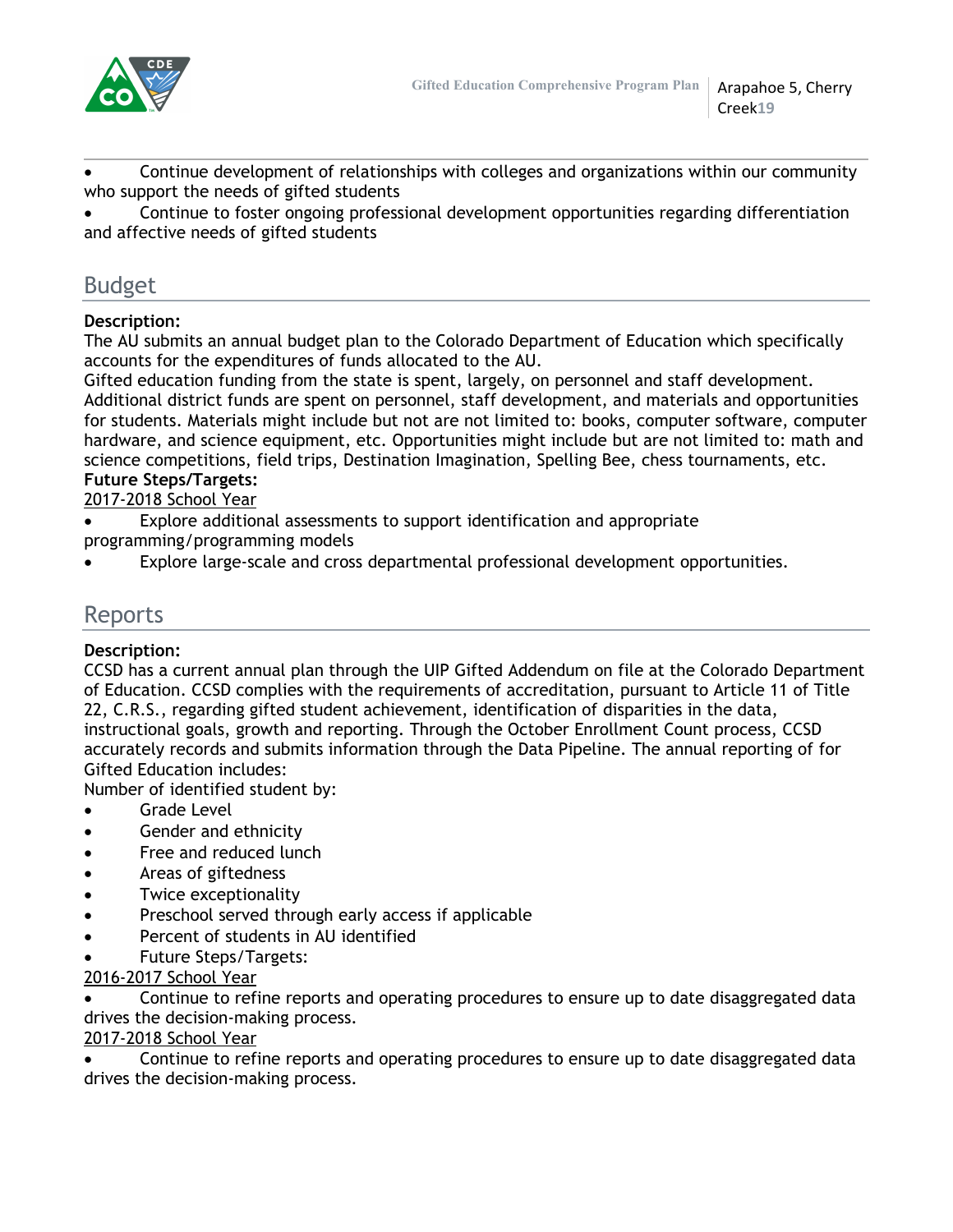- Continue development of relationships with colleges and organizations within our community who support the needs of gifted students
- Continue to foster ongoing professional development opportunities regarding differentiation and affective needs of gifted students

## Budget

**Description:**

The AU submits an annual budget plan to the Colorado Department of Education which specifically accounts for the expenditures of funds allocated to the AU.

Gifted education funding from the state is spent, largely, on personnel and staff development. Additional district funds are spent on personnel, staff development, and materials and opportunities for students. Materials might include but not are not limited to: books, computer software, computer hardware, and science equipment, etc. Opportunities might include but are not limited to: math and science competitions, field trips, Destination Imagination, Spelling Bee, chess tournaments, etc.

**Future Steps/Targets:**

2017-2018 School Year

- Explore additional assessments to support identification and appropriate programming/programming models
- Explore large-scale and cross departmental professional development opportunities.

## Reports

**Description:**

CCSD has a current annual plan through the UIP Gifted Addendum on file at the Colorado Department of Education. CCSD complies with the requirements of accreditation, pursuant to Article 11 of Title 22, C.R.S., regarding gifted student achievement, identification of disparities in the data, instructional goals, growth and reporting. Through the October Enrollment Count process, CCSD accurately records and submits information through the Data Pipeline. The annual reporting of for Gifted Education includes:

Number of identified student by:

- Grade Level
- Gender and ethnicity
- Free and reduced lunch
- Areas of giftedness
- Twice exceptionality
- Preschool served through early access if applicable
- Percent of students in AU identified
- Future Steps/Targets:

2016-2017 School Year

- Continue to refine reports and operating procedures to ensure up to date disaggregated data drives the decision-making process.

2017-2018 School Year

- Continue to refine reports and operating procedures to ensure up to date disaggregated data drives the decision-making process.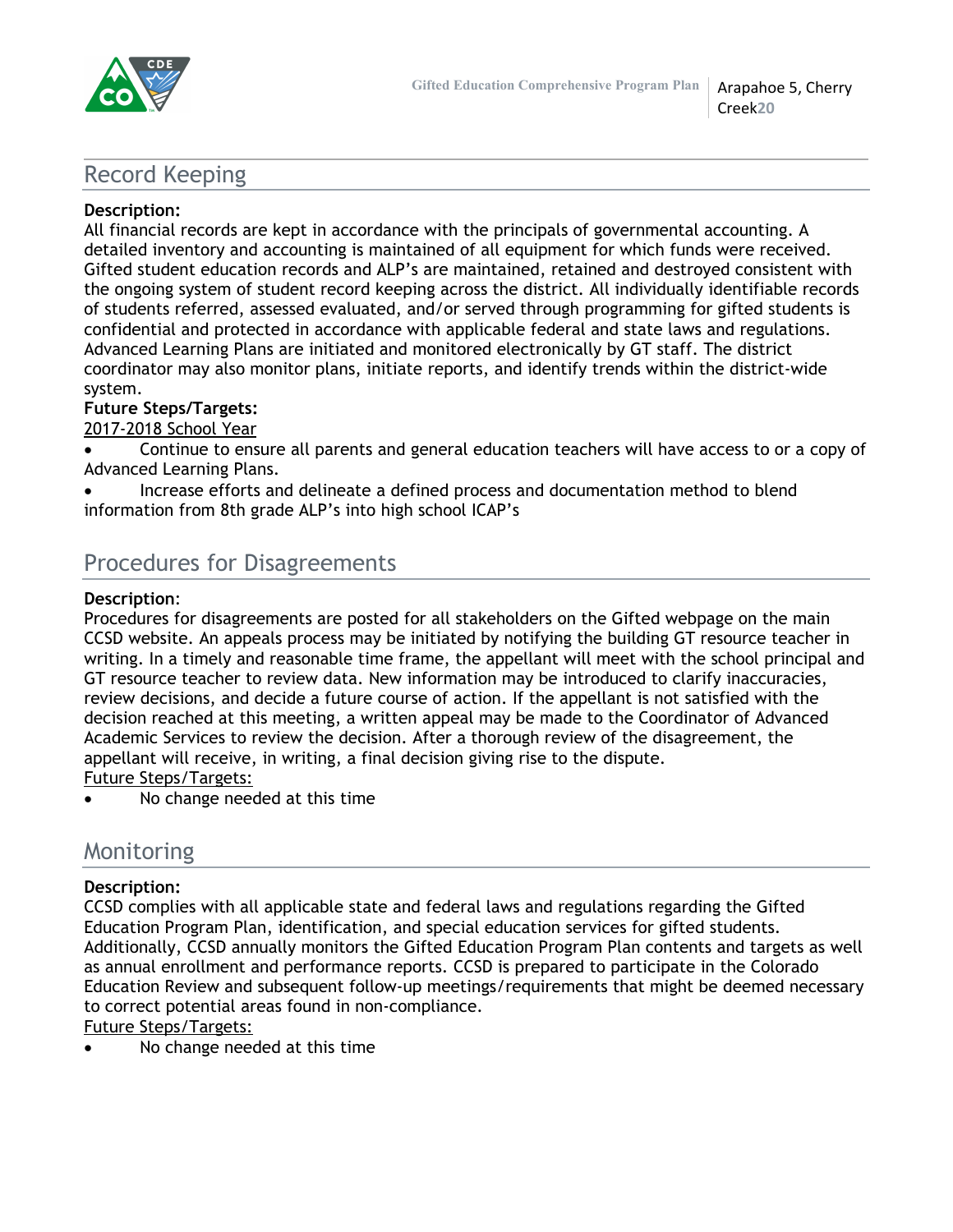## Record Keeping

**Description:**
All financial records are kept in accordance with the principals of governmental accounting. A detailed inventory and accounting is maintained of all equipment for which funds were received. Gifted student education records and ALP's are maintained, retained and destroyed consistent with the ongoing system of student record keeping across the district. All individually identifiable records of students referred, assessed evaluated, and/or served through programming for gifted students is confidential and protected in accordance with applicable federal and state laws and regulations. Advanced Learning Plans are initiated and monitored electronically by GT staff. The district coordinator may also monitor plans, initiate reports, and identify trends within the district-wide system.

**Future Steps/Targets:**

2017-2018 School Year

- Continue to ensure all parents and general education teachers will have access to or a copy of Advanced Learning Plans.
- Increase efforts and delineate a defined process and documentation method to blend information from 8th grade ALP's into high school ICAP's

## Procedures for Disagreements

**Description**:
Procedures for disagreements are posted for all stakeholders on the Gifted webpage on the main CCSD website. An appeals process may be initiated by notifying the building GT resource teacher in writing. In a timely and reasonable time frame, the appellant will meet with the school principal and GT resource teacher to review data. New information may be introduced to clarify inaccuracies, review decisions, and decide a future course of action. If the appellant is not satisfied with the decision reached at this meeting, a written appeal may be made to the Coordinator of Advanced Academic Services to review the decision. After a thorough review of the disagreement, the appellant will receive, in writing, a final decision giving rise to the dispute.

Future Steps/Targets:

- No change needed at this time

## Monitoring

**Description:**
CCSD complies with all applicable state and federal laws and regulations regarding the Gifted Education Program Plan, identification, and special education services for gifted students. Additionally, CCSD annually monitors the Gifted Education Program Plan contents and targets as well as annual enrollment and performance reports. CCSD is prepared to participate in the Colorado Education Review and subsequent follow-up meetings/requirements that might be deemed necessary to correct potential areas found in non-compliance.

Future Steps/Targets:

- No change needed at this time